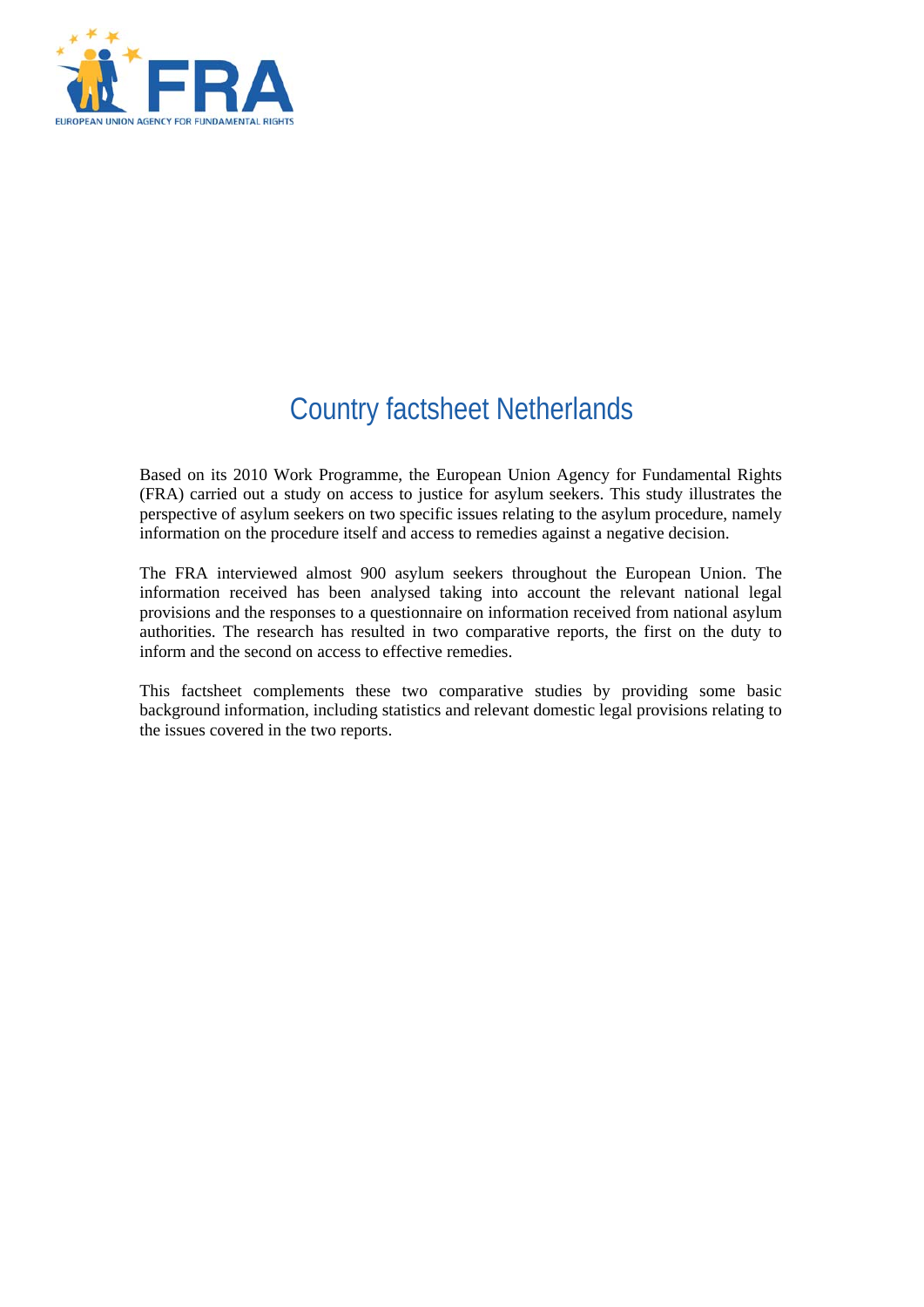# Country factsheet Netherlands

Based on its 2010 Work Programme, the European Union Agency for Fundamental Rights (FRA) carried out a study on access to justice for asylum seekers. This study illustrates the perspective of asylum seekers on two specific issues relating to the asylum procedure, namely information on the procedure itself and access to remedies against a negative decision.

The FRA interviewed almost 900 asylum seekers throughout the European Union. The information received has been analysed taking into account the relevant national legal provisions and the responses to a questionnaire on information received from national asylum authorities. The research has resulted in two comparative reports, the first on the duty to inform and the second on access to effective remedies.

This factsheet complements these two comparative studies by providing some basic background information, including statistics and relevant domestic legal provisions relating to the issues covered in the two reports.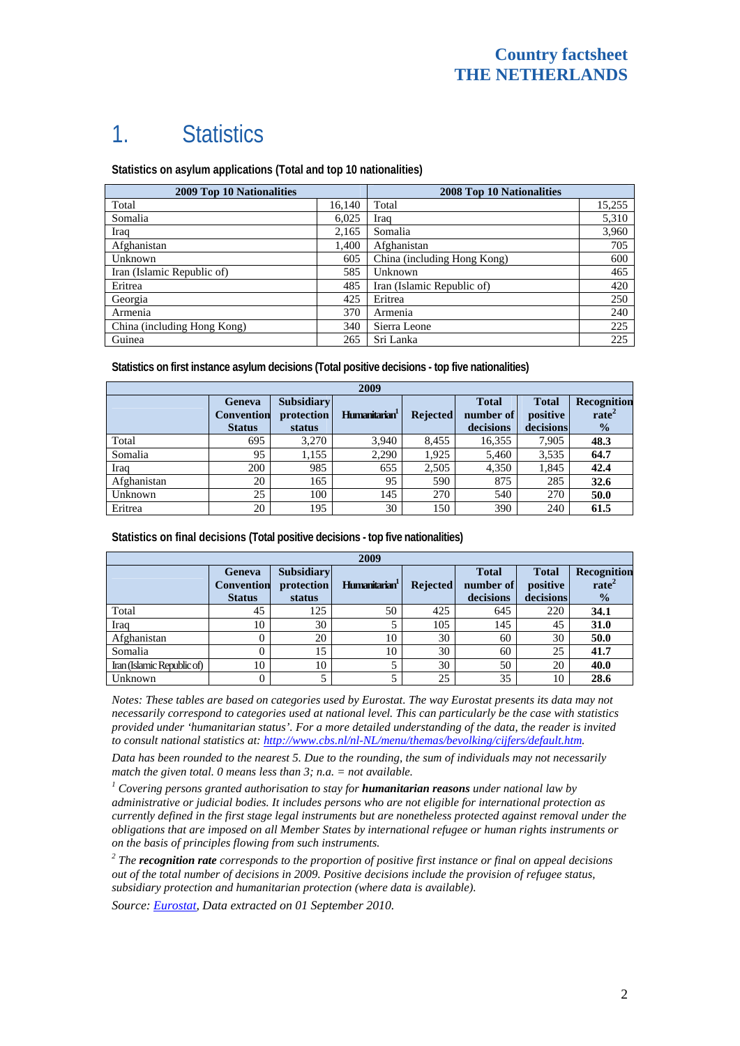# 1. Statistics

**Statistics on asylum applications (Total and top 10 nationalities)**

| 2009 Top 10 Nationalities | | 2008 Top 10 Nationalities | |
|---|---|---|---|
| Total | 16,140 | Total | 15,255 |
| Somalia | 6,025 | Iraq | 5,310 |
| Iraq | 2,165 | Somalia | 3,960 |
| Afghanistan | 1,400 | Afghanistan | 705 |
| Unknown | 605 | China (including Hong Kong) | 600 |
| Iran (Islamic Republic of) | 585 | Unknown | 465 |
| Eritrea | 485 | Iran (Islamic Republic of) | 420 |
| Georgia | 425 | Eritrea | 250 |
| Armenia | 370 | Armenia | 240 |
| China (including Hong Kong) | 340 | Sierra Leone | 225 |
| Guinea | 265 | Sri Lanka | 225 |

**Statistics on first instance asylum decisions (Total positive decisions - top five nationalities)**

| 2009 | | | | | | | |
|---|---|---|---|---|---|---|---|
| | Geneva Convention Status | Subsidiary protection status | Humanitarian[1] | Rejected | Total number of decisions | Total positive decisions | Recognition rate[2] % |
| Total | 695 | 3,270 | 3,940 | 8,455 | 16,355 | 7,905 | **48.3** |
| Somalia | 95 | 1,155 | 2,290 | 1,925 | 5,460 | 3,535 | **64.7** |
| Iraq | 200 | 985 | 655 | 2,505 | 4,350 | 1,845 | **42.4** |
| Afghanistan | 20 | 165 | 95 | 590 | 875 | 285 | **32.6** |
| Unknown | 25 | 100 | 145 | 270 | 540 | 270 | **50.0** |
| Eritrea | 20 | 195 | 30 | 150 | 390 | 240 | **61.5** |

**Statistics on final decisions (Total positive decisions - top five nationalities)**

| 2009 | | | | | | | |
|---|---|---|---|---|---|---|---|
| | Geneva Convention Status | Subsidiary protection status | Humanitarian[1] | Rejected | Total number of decisions | Total positive decisions | Recognition rate[2] % |
| Total | 45 | 125 | 50 | 425 | 645 | 220 | **34.1** |
| Iraq | 10 | 30 | 5 | 105 | 145 | 45 | **31.0** |
| Afghanistan | 0 | 20 | 10 | 30 | 60 | 30 | **50.0** |
| Somalia | 0 | 15 | 10 | 30 | 60 | 25 | **41.7** |
| Iran (Islamic Republic of) | 10 | 10 | 5 | 30 | 50 | 20 | **40.0** |
| Unknown | 0 | 5 | 5 | 25 | 35 | 10 | **28.6** |

*Notes: These tables are based on categories used by Eurostat. The way Eurostat presents its data may not necessarily correspond to categories used at national level. This can particularly be the case with statistics provided under 'humanitarian status'. For a more detailed understanding of the data, the reader is invited to consult national statistics at: http://www.cbs.nl/nl-NL/menu/themas/bevolking/cijfers/default.htm.*

*Data has been rounded to the nearest 5. Due to the rounding, the sum of individuals may not necessarily match the given total. 0 means less than 3; n.a. = not available.*

*[1] Covering persons granted authorisation to stay for **humanitarian reasons** under national law by administrative or judicial bodies. It includes persons who are not eligible for international protection as currently defined in the first stage legal instruments but are nonetheless protected against removal under the obligations that are imposed on all Member States by international refugee or human rights instruments or on the basis of principles flowing from such instruments.*

*[2] The **recognition rate** corresponds to the proportion of positive first instance or final on appeal decisions out of the total number of decisions in 2009. Positive decisions include the provision of refugee status, subsidiary protection and humanitarian protection (where data is available).*

*Source: Eurostat, Data extracted on 01 September 2010.*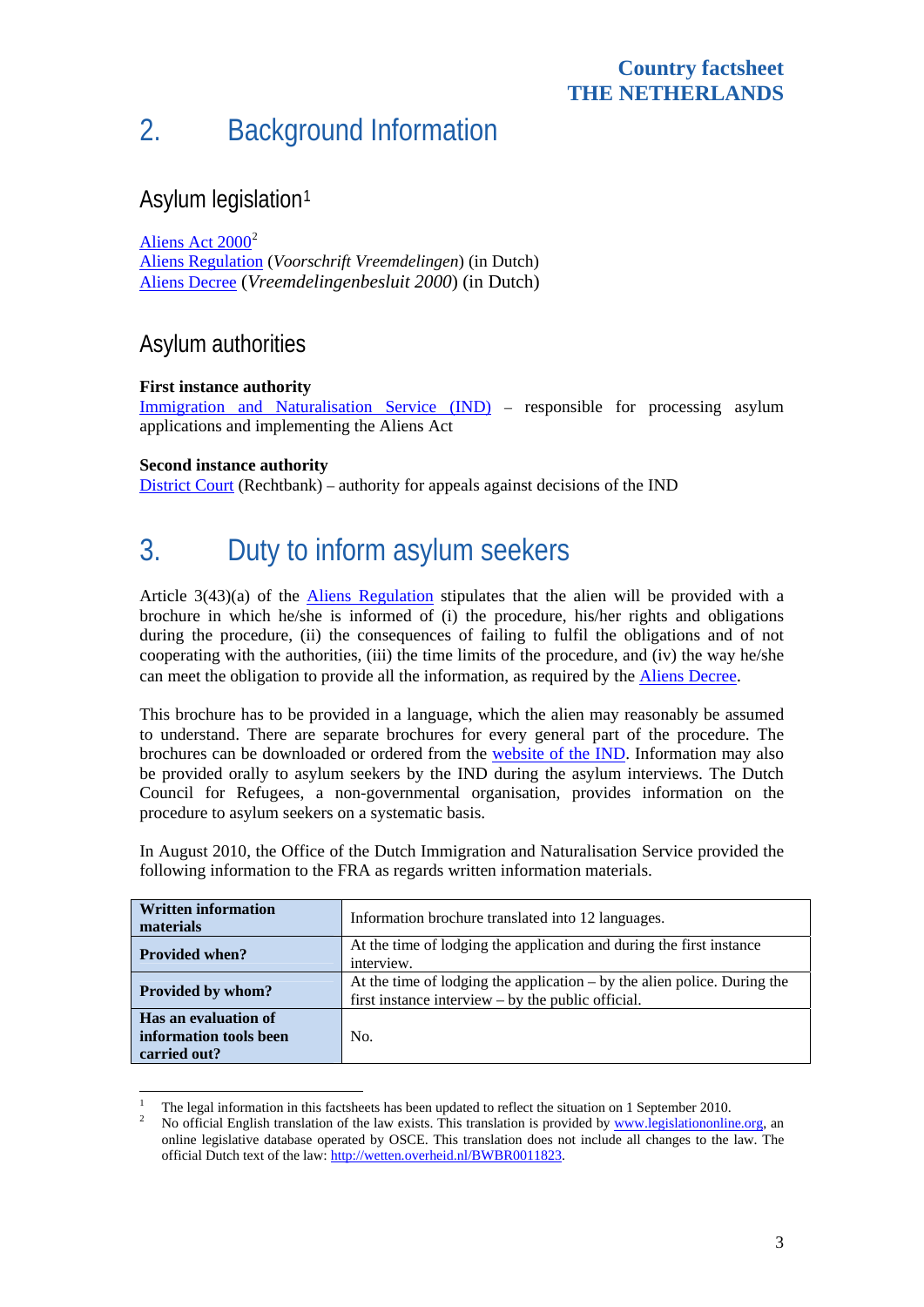# 2. Background Information

## Asylum legislation[1]

Aliens Act 2000[2]
Aliens Regulation (*Voorschrift Vreemdelingen*) (in Dutch)
Aliens Decree (*Vreemdelingenbesluit 2000*) (in Dutch)

## Asylum authorities

**First instance authority**
Immigration and Naturalisation Service (IND) – responsible for processing asylum applications and implementing the Aliens Act

**Second instance authority**
District Court (Rechtbank) – authority for appeals against decisions of the IND

# 3. Duty to inform asylum seekers

Article 3(43)(a) of the Aliens Regulation stipulates that the alien will be provided with a brochure in which he/she is informed of (i) the procedure, his/her rights and obligations during the procedure, (ii) the consequences of failing to fulfil the obligations and of not cooperating with the authorities, (iii) the time limits of the procedure, and (iv) the way he/she can meet the obligation to provide all the information, as required by the Aliens Decree.

This brochure has to be provided in a language, which the alien may reasonably be assumed to understand. There are separate brochures for every general part of the procedure. The brochures can be downloaded or ordered from the website of the IND. Information may also be provided orally to asylum seekers by the IND during the asylum interviews. The Dutch Council for Refugees, a non-governmental organisation, provides information on the procedure to asylum seekers on a systematic basis.

In August 2010, the Office of the Dutch Immigration and Naturalisation Service provided the following information to the FRA as regards written information materials.

| **Written information materials** | Information brochure translated into 12 languages. |
|---|---|
| **Provided when?** | At the time of lodging the application and during the first instance interview. |
| **Provided by whom?** | At the time of lodging the application – by the alien police. During the first instance interview – by the public official. |
| **Has an evaluation of information tools been carried out?** | No. |

---

[1] The legal information in this factsheets has been updated to reflect the situation on 1 September 2010.
[2] No official English translation of the law exists. This translation is provided by www.legislationonline.org, an online legislative database operated by OSCE. This translation does not include all changes to the law. The official Dutch text of the law: http://wetten.overheid.nl/BWBR0011823.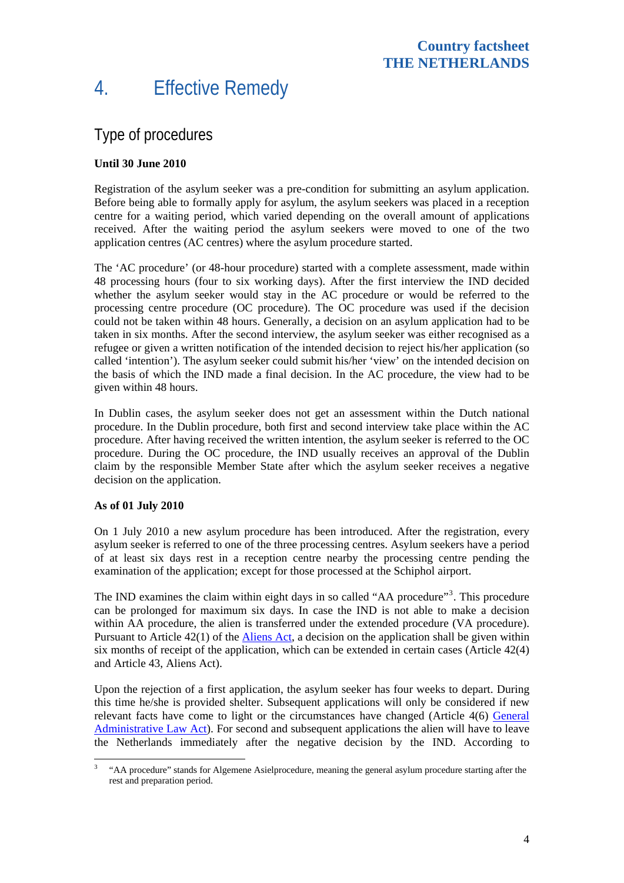# 4. Effective Remedy

## Type of procedures

**Until 30 June 2010**

Registration of the asylum seeker was a pre-condition for submitting an asylum application. Before being able to formally apply for asylum, the asylum seekers was placed in a reception centre for a waiting period, which varied depending on the overall amount of applications received. After the waiting period the asylum seekers were moved to one of the two application centres (AC centres) where the asylum procedure started.

The 'AC procedure' (or 48-hour procedure) started with a complete assessment, made within 48 processing hours (four to six working days). After the first interview the IND decided whether the asylum seeker would stay in the AC procedure or would be referred to the processing centre procedure (OC procedure). The OC procedure was used if the decision could not be taken within 48 hours. Generally, a decision on an asylum application had to be taken in six months. After the second interview, the asylum seeker was either recognised as a refugee or given a written notification of the intended decision to reject his/her application (so called 'intention'). The asylum seeker could submit his/her 'view' on the intended decision on the basis of which the IND made a final decision. In the AC procedure, the view had to be given within 48 hours.

In Dublin cases, the asylum seeker does not get an assessment within the Dutch national procedure. In the Dublin procedure, both first and second interview take place within the AC procedure. After having received the written intention, the asylum seeker is referred to the OC procedure. During the OC procedure, the IND usually receives an approval of the Dublin claim by the responsible Member State after which the asylum seeker receives a negative decision on the application.

**As of 01 July 2010**

On 1 July 2010 a new asylum procedure has been introduced. After the registration, every asylum seeker is referred to one of the three processing centres. Asylum seekers have a period of at least six days rest in a reception centre nearby the processing centre pending the examination of the application; except for those processed at the Schiphol airport.

The IND examines the claim within eight days in so called "AA procedure"[3]. This procedure can be prolonged for maximum six days. In case the IND is not able to make a decision within AA procedure, the alien is transferred under the extended procedure (VA procedure). Pursuant to Article 42(1) of the Aliens Act, a decision on the application shall be given within six months of receipt of the application, which can be extended in certain cases (Article 42(4) and Article 43, Aliens Act).

Upon the rejection of a first application, the asylum seeker has four weeks to depart. During this time he/she is provided shelter. Subsequent applications will only be considered if new relevant facts have come to light or the circumstances have changed (Article 4(6) General Administrative Law Act). For second and subsequent applications the alien will have to leave the Netherlands immediately after the negative decision by the IND. According to

---

[3] "AA procedure" stands for Algemene Asielprocedure, meaning the general asylum procedure starting after the rest and preparation period.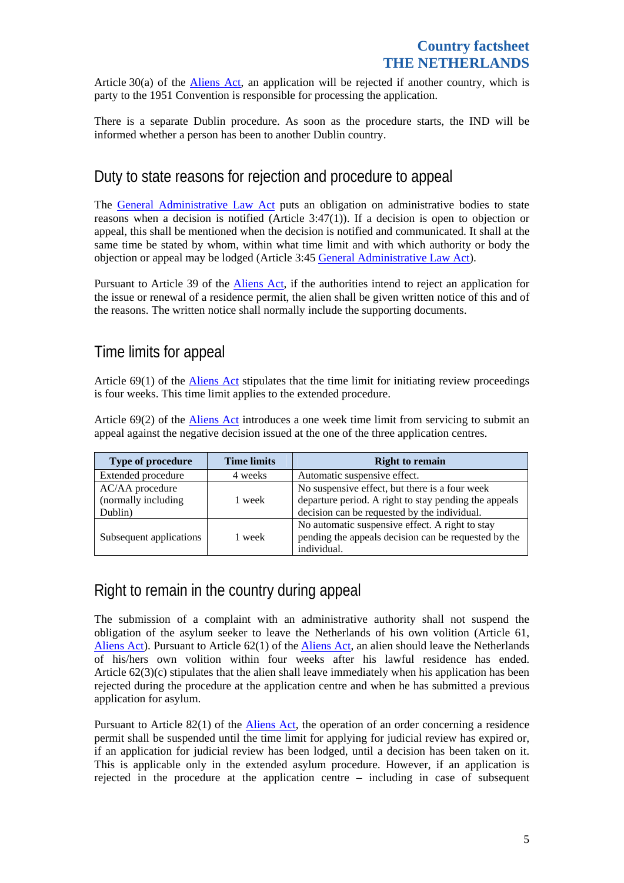Article 30(a) of the Aliens Act, an application will be rejected if another country, which is party to the 1951 Convention is responsible for processing the application.

There is a separate Dublin procedure. As soon as the procedure starts, the IND will be informed whether a person has been to another Dublin country.

## Duty to state reasons for rejection and procedure to appeal

The General Administrative Law Act puts an obligation on administrative bodies to state reasons when a decision is notified (Article 3:47(1)). If a decision is open to objection or appeal, this shall be mentioned when the decision is notified and communicated. It shall at the same time be stated by whom, within what time limit and with which authority or body the objection or appeal may be lodged (Article 3:45 General Administrative Law Act).

Pursuant to Article 39 of the Aliens Act, if the authorities intend to reject an application for the issue or renewal of a residence permit, the alien shall be given written notice of this and of the reasons. The written notice shall normally include the supporting documents.

## Time limits for appeal

Article 69(1) of the Aliens Act stipulates that the time limit for initiating review proceedings is four weeks. This time limit applies to the extended procedure.

Article 69(2) of the Aliens Act introduces a one week time limit from servicing to submit an appeal against the negative decision issued at the one of the three application centres.

| Type of procedure | Time limits | Right to remain |
|---|---|---|
| Extended procedure | 4 weeks | Automatic suspensive effect. |
| AC/AA procedure (normally including Dublin) | 1 week | No suspensive effect, but there is a four week departure period. A right to stay pending the appeals decision can be requested by the individual. |
| Subsequent applications | 1 week | No automatic suspensive effect. A right to stay pending the appeals decision can be requested by the individual. |

## Right to remain in the country during appeal

The submission of a complaint with an administrative authority shall not suspend the obligation of the asylum seeker to leave the Netherlands of his own volition (Article 61, Aliens Act). Pursuant to Article 62(1) of the Aliens Act, an alien should leave the Netherlands of his/hers own volition within four weeks after his lawful residence has ended. Article 62(3)(c) stipulates that the alien shall leave immediately when his application has been rejected during the procedure at the application centre and when he has submitted a previous application for asylum.

Pursuant to Article 82(1) of the Aliens Act, the operation of an order concerning a residence permit shall be suspended until the time limit for applying for judicial review has expired or, if an application for judicial review has been lodged, until a decision has been taken on it. This is applicable only in the extended asylum procedure. However, if an application is rejected in the procedure at the application centre – including in case of subsequent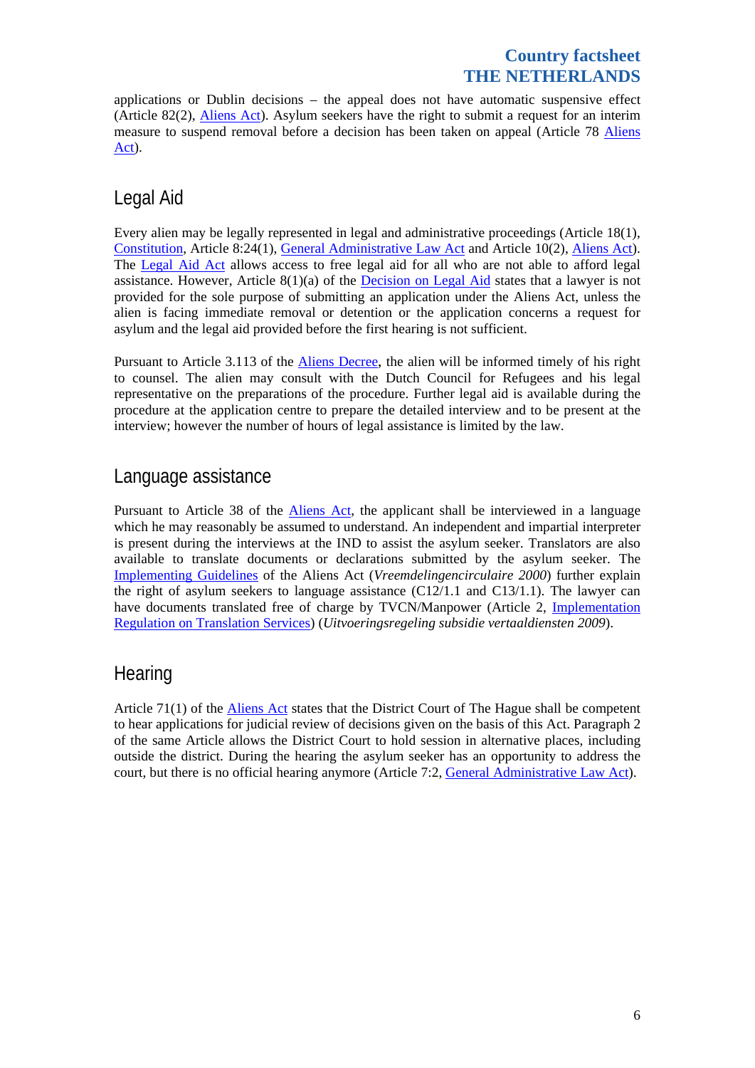applications or Dublin decisions – the appeal does not have automatic suspensive effect (Article 82(2), Aliens Act). Asylum seekers have the right to submit a request for an interim measure to suspend removal before a decision has been taken on appeal (Article 78 Aliens Act).

## Legal Aid

Every alien may be legally represented in legal and administrative proceedings (Article 18(1), Constitution, Article 8:24(1), General Administrative Law Act and Article 10(2), Aliens Act). The Legal Aid Act allows access to free legal aid for all who are not able to afford legal assistance. However, Article 8(1)(a) of the Decision on Legal Aid states that a lawyer is not provided for the sole purpose of submitting an application under the Aliens Act, unless the alien is facing immediate removal or detention or the application concerns a request for asylum and the legal aid provided before the first hearing is not sufficient.

Pursuant to Article 3.113 of the Aliens Decree, the alien will be informed timely of his right to counsel. The alien may consult with the Dutch Council for Refugees and his legal representative on the preparations of the procedure. Further legal aid is available during the procedure at the application centre to prepare the detailed interview and to be present at the interview; however the number of hours of legal assistance is limited by the law.

## Language assistance

Pursuant to Article 38 of the Aliens Act, the applicant shall be interviewed in a language which he may reasonably be assumed to understand. An independent and impartial interpreter is present during the interviews at the IND to assist the asylum seeker. Translators are also available to translate documents or declarations submitted by the asylum seeker. The Implementing Guidelines of the Aliens Act (*Vreemdelingencirculaire 2000*) further explain the right of asylum seekers to language assistance (C12/1.1 and C13/1.1). The lawyer can have documents translated free of charge by TVCN/Manpower (Article 2, Implementation Regulation on Translation Services) (*Uitvoeringsregeling subsidie vertaaldiensten 2009*).

## Hearing

Article 71(1) of the Aliens Act states that the District Court of The Hague shall be competent to hear applications for judicial review of decisions given on the basis of this Act. Paragraph 2 of the same Article allows the District Court to hold session in alternative places, including outside the district. During the hearing the asylum seeker has an opportunity to address the court, but there is no official hearing anymore (Article 7:2, General Administrative Law Act).